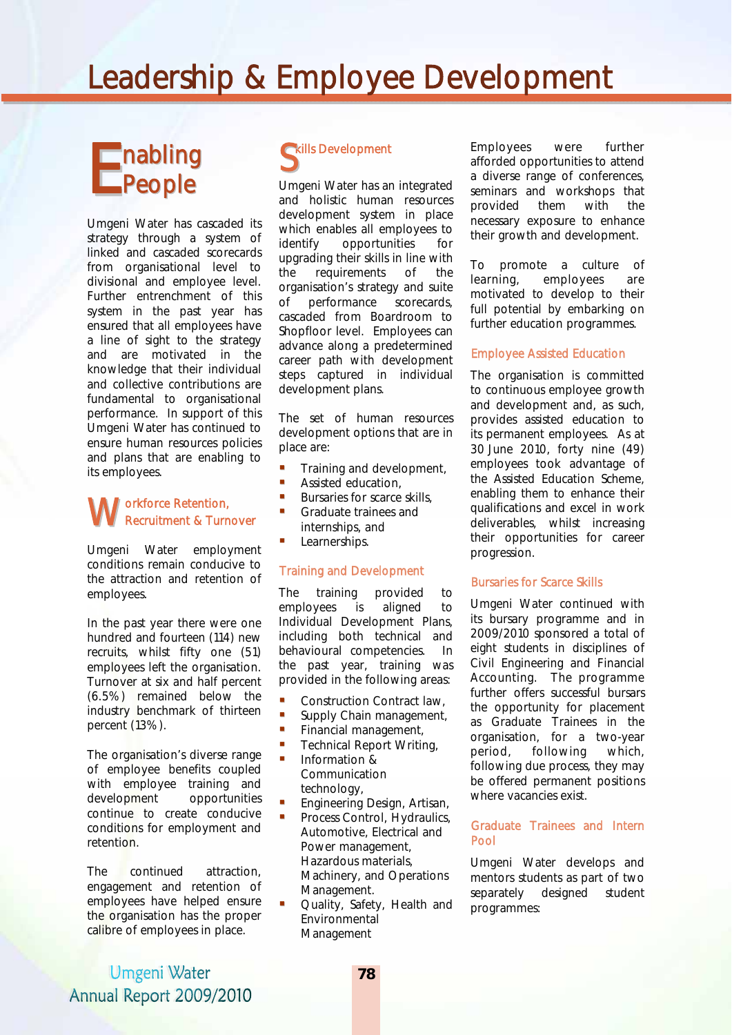# Leadership & Employee Development

## Enabling People

Umgeni Water has cascaded its strategy through a system of linked and cascaded scorecards from organisational level to divisional and employee level. Further entrenchment of this system in the past year has ensured that all employees have a line of sight to the strategy and are motivated in the knowledge that their individual and collective contributions are fundamental to organisational performance. In support of this Umgeni Water has continued to ensure human resources policies and plans that are enabling to its employees.

## Workforce Retention, Recruitment & Turnover

Umgeni Water employment conditions remain conducive to the attraction and retention of employees.

In the past year there were one hundred and fourteen (114) new recruits, whilst fifty one (51) employees left the organisation. Turnover at six and half percent (6.5%) remained below the industry benchmark of thirteen percent (13%).

The organisation's diverse range of employee benefits coupled with employee training and development opportunities continue to create conducive conditions for employment and retention.

The continued attraction, engagement and retention of employees have helped ensure the organisation has the proper calibre of employees in place.

## Skills Development

Umgeni Water has an integrated and holistic human resources development system in place which enables all employees to identify opportunities for upgrading their skills in line with the requirements of the organisation's strategy and suite of performance scorecards, cascaded from Boardroom to Shopfloor level. Employees can advance along a predetermined career path with development steps captured in individual development plans.

The set of human resources development options that are in place are:

- Training and development,
- Assisted education,
- Bursaries for scarce skills,
- Graduate trainees and internships, and
- Learnerships.

### Training and Development

The training provided to employees is aligned to Individual Development Plans, including both technical and behavioural competencies. In the past year, training was provided in the following areas:

- Construction Contract law,
- Supply Chain management,
- Financial management,
- Technical Report Writing,
- Information & Communication technology,
- Engineering Design, Artisan,
- Process Control, Hydraulics, Automotive, Electrical and Power management, Hazardous materials, Machinery, and Operations Management.
- Quality, Safety, Health and Environmental Management

Employees were further afforded opportunities to attend a diverse range of conferences, seminars and workshops that provided them with the necessary exposure to enhance their growth and development.

To promote a culture of learning, employees are motivated to develop to their full potential by embarking on further education programmes.

### Employee Assisted Education

The organisation is committed to continuous employee growth and development and, as such, provides assisted education to its permanent employees. As at 30 June 2010, forty nine (49) employees took advantage of the Assisted Education Scheme, enabling them to enhance their qualifications and excel in work deliverables, whilst increasing their opportunities for career progression.

### Bursaries for Scarce Skills

Umgeni Water continued with its bursary programme and in 2009/2010 sponsored a total of eight students in disciplines of Civil Engineering and Financial Accounting. The programme further offers successful bursars the opportunity for placement as Graduate Trainees in the organisation, for a two-year period, following which, following due process, they may be offered permanent positions where vacancies exist.

### Graduate Trainees and Intern Pool

Umgeni Water develops and mentors students as part of two separately designed student programmes: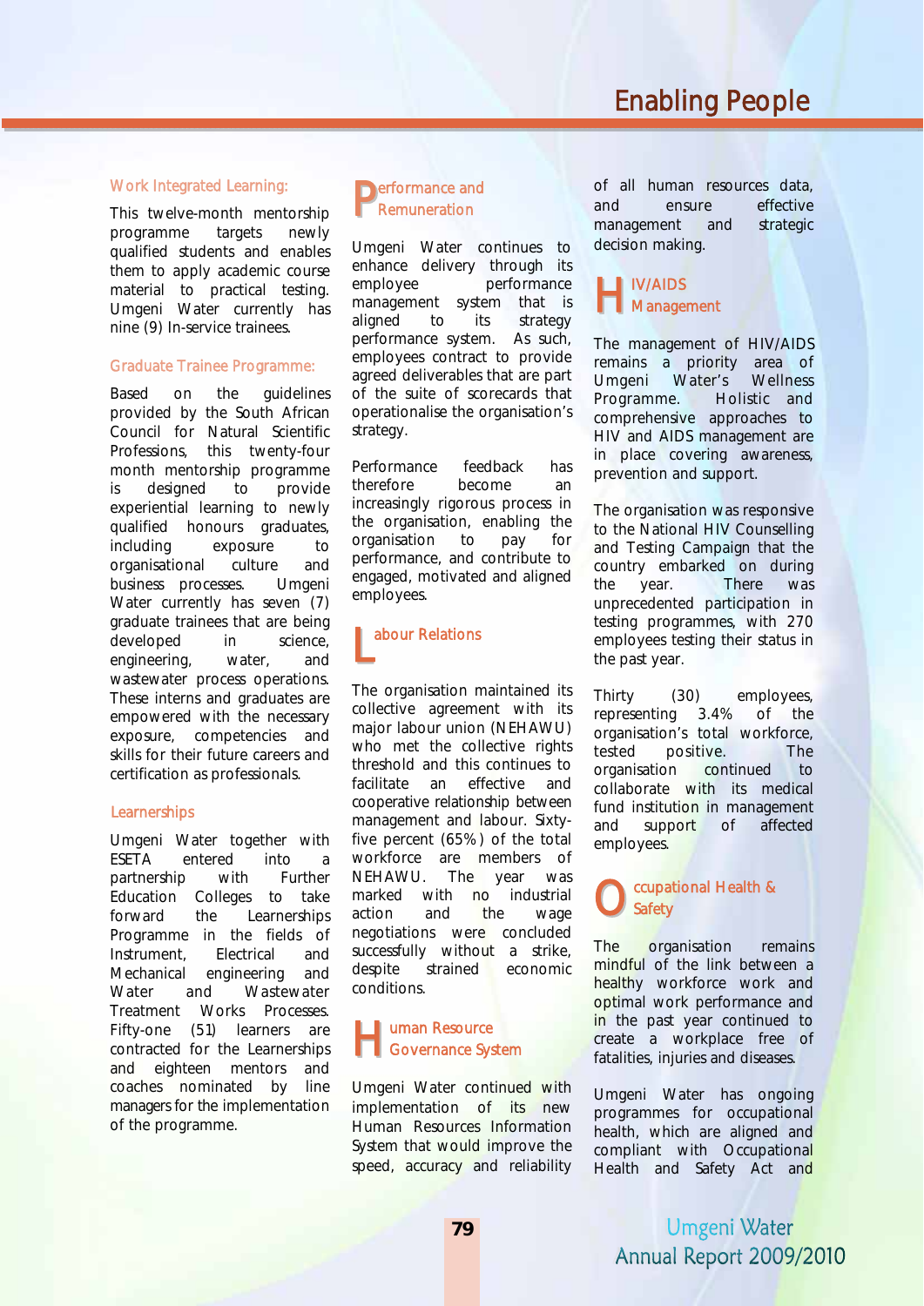# Enabling People

### Work Integrated Learning:

This twelve-month mentorship programme targets newly qualified students and enables them to apply academic course material to practical testing. Umgeni Water currently has nine (9) In-service trainees.

### Graduate Trainee Programme:

Based on the guidelines provided by the South African Council for Natural Scientific Professions, this twenty-four month mentorship programme is designed to provide experiential learning to newly qualified honours graduates, including exposure to organisational culture and business processes. Umgeni Water currently has seven (7) graduate trainees that are being developed in science, engineering, water, and wastewater process operations. These interns and graduates are empowered with the necessary exposure, competencies and skills for their future careers and certification as professionals.

### Learnerships

Umgeni Water together with ESETA entered into a partnership with Further Education Colleges to take forward the Learnerships Programme in the fields of Instrument, Electrical and Mechanical engineering and Water and Wastewater Treatment Works Processes. Fifty-one (51) learners are contracted for the Learnerships and eighteen mentors and coaches nominated by line managers for the implementation of the programme.

## Performance and Remuneration

Umgeni Water continues to enhance delivery through its employee performance management system that is aligned to its strategy performance system. As such, employees contract to provide agreed deliverables that are part of the suite of scorecards that operationalise the organisation's strategy.

Performance feedback has therefore become an increasingly rigorous process in the organisation, enabling the organisation to pay for performance, and contribute to engaged, motivated and aligned employees.

## Labour Relations

The organisation maintained its collective agreement with its major labour union (NEHAWU) who met the collective rights threshold and this continues to facilitate an effective and cooperative relationship between management and labour. Sixty-five percent (65%) of the total workforce are members of NEHAWU. The year was marked with no industrial action and the wage negotiations were concluded successfully without a strike, despite strained economic conditions.

## Human Resource Governance System

Umgeni Water continued with implementation of its new Human Resources Information System that would improve the speed, accuracy and reliability of all human resources data, and ensure effective management and strategic decision making.

## HIV/AIDS Management

The management of HIV/AIDS remains a priority area of Umgeni Water's Wellness Programme. Holistic and comprehensive approaches to HIV and AIDS management are in place covering awareness, prevention and support.

The organisation was responsive to the National HIV Counselling and Testing Campaign that the country embarked on during the year. There was unprecedented participation in testing programmes, with 270 employees testing their status in the past year.

Thirty (30) employees, representing 3.4% of the organisation's total workforce, tested positive. The organisation continued to collaborate with its medical fund institution in management and support of affected employees.

## Occupational Health & Safety

The organisation remains mindful of the link between a healthy workforce work and optimal work performance and in the past year continued to create a workplace free of fatalities, injuries and diseases.

Umgeni Water has ongoing programmes for occupational health, which are aligned and compliant with Occupational Health and Safety Act and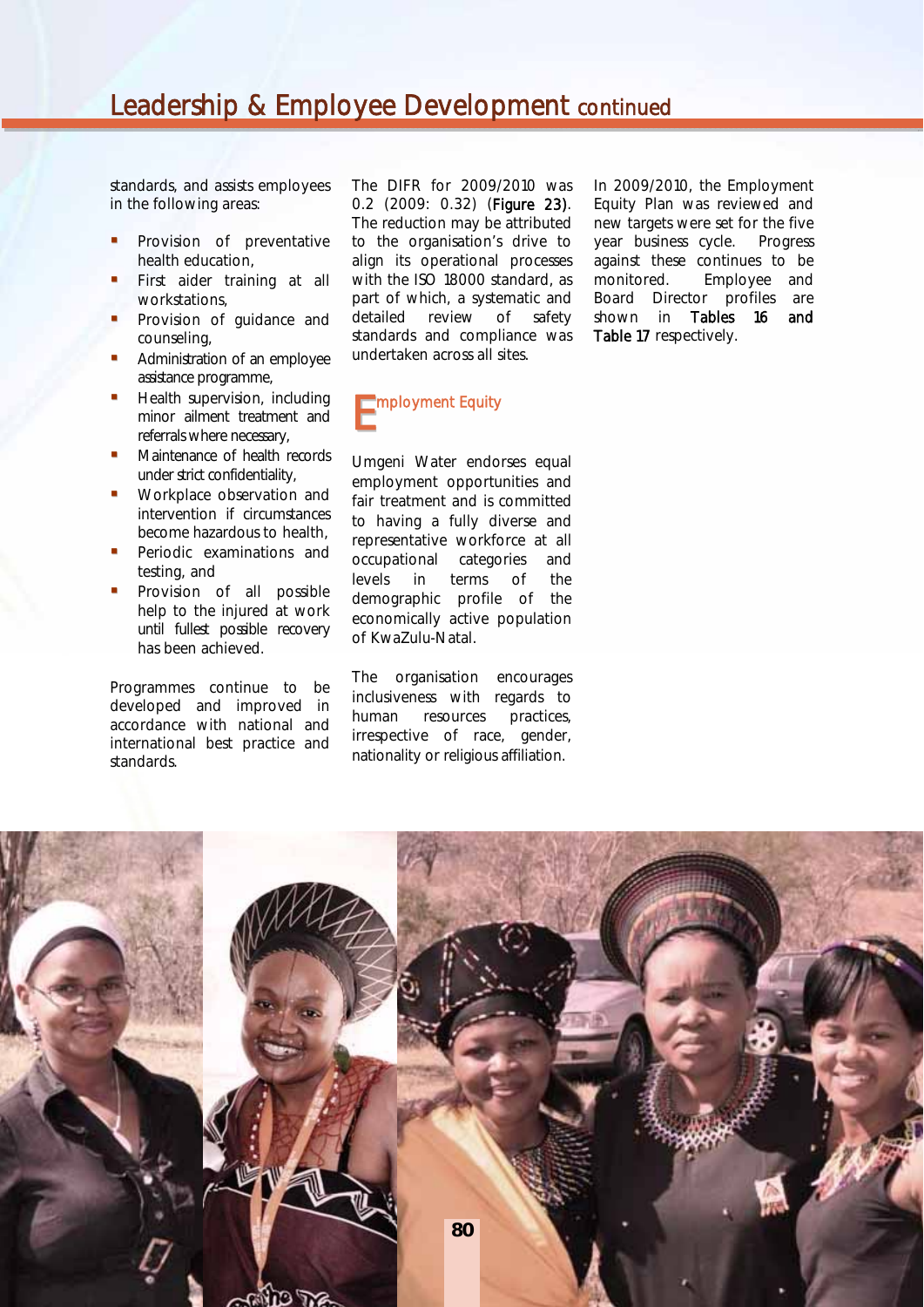## Leadership & Employee Development continued

standards, and assists employees in the following areas:

- Provision of preventative health education,
- First aider training at all workstations,
- Provision of guidance and counseling,
- Administration of an employee assistance programme,
- Health supervision, including minor ailment treatment and referrals where necessary,
- Maintenance of health records under strict confidentiality,
- Workplace observation and intervention if circumstances become hazardous to health,
- Periodic examinations and testing, and
- Provision of all possible help to the injured at work until fullest possible recovery has been achieved.

Programmes continue to be developed and improved in accordance with national and international best practice and standards.

The DIFR for 2009/2010 was 0.2 (2009: 0.32) (**Figure 23**). The reduction may be attributed to the organisation's drive to align its operational processes with the ISO 18000 standard, as part of which, a systematic and detailed review of safety standards and compliance was undertaken across all sites.

### Employment Equity

Umgeni Water endorses equal employment opportunities and fair treatment and is committed to having a fully diverse and representative workforce at all occupational categories and levels in terms of the demographic profile of the economically active population of KwaZulu-Natal.

The organisation encourages inclusiveness with regards to human resources practices, irrespective of race, gender, nationality or religious affiliation.

In 2009/2010, the Employment Equity Plan was reviewed and new targets were set for the five year business cycle. Progress against these continues to be monitored. Employee and Board Director profiles are shown in **Tables 16** and **Table 17** respectively.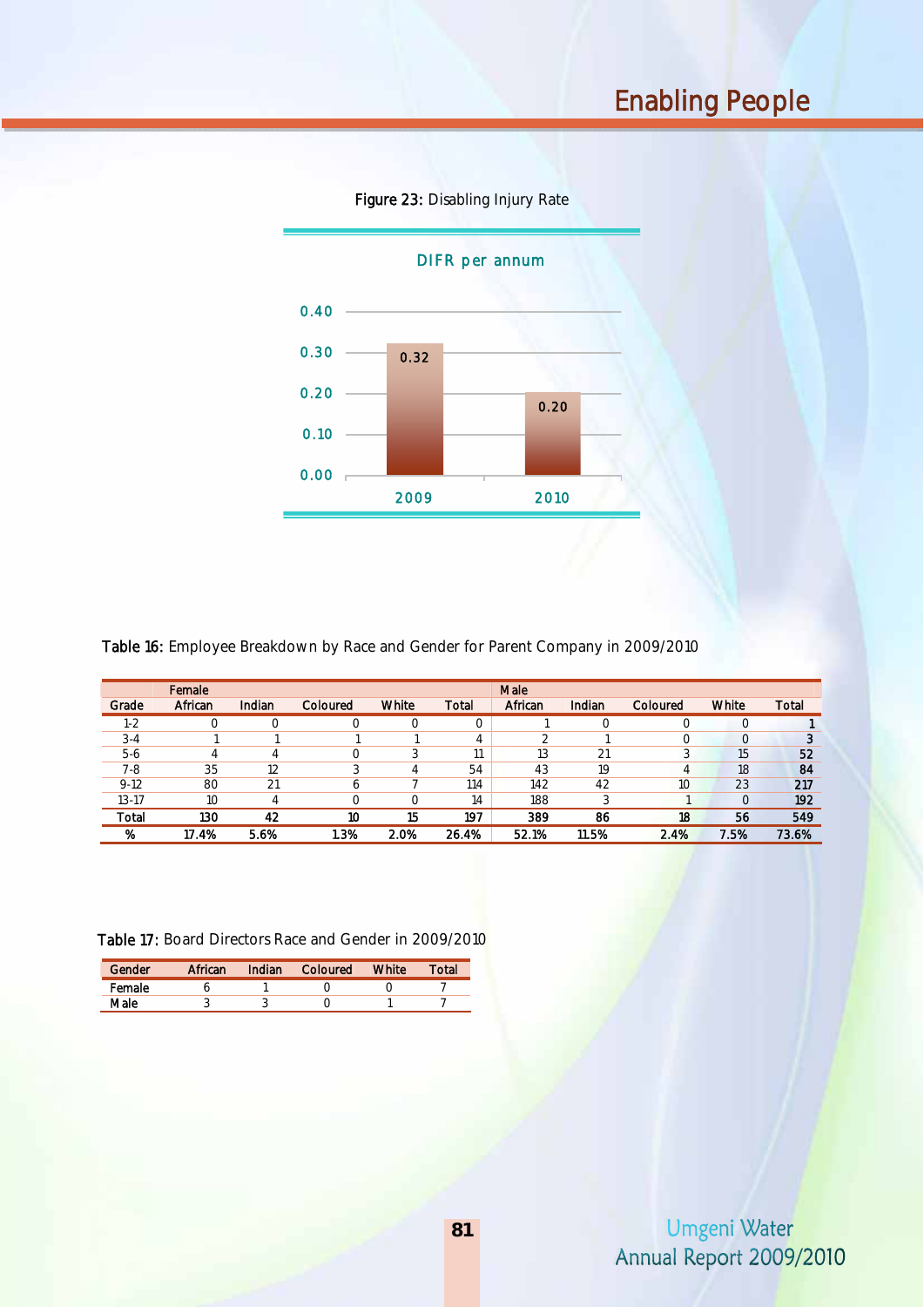## Enabling People

**Figure 23:** Disabling Injury Rate

DIFR per annum

| Year | DIFR |
|---|---|
| 2009 | 0.32 |
| 2010 | 0.20 |

**Table 16:** Employee Breakdown by Race and Gender for Parent Company in 2009/2010

| | Female | | | | | Male | | | | |
|---|---|---|---|---|---|---|---|---|---|---|
| Grade | African | Indian | Coloured | White | Total | African | Indian | Coloured | White | Total |
| 1-2 | 0 | 0 | 0 | 0 | 0 | 1 | 0 | 0 | 0 | 1 |
| 3-4 | 1 | 1 | 1 | 1 | 4 | 2 | 1 | 0 | 0 | 3 |
| 5-6 | 4 | 4 | 0 | 3 | 11 | 13 | 21 | 3 | 15 | 52 |
| 7-8 | 35 | 12 | 3 | 4 | 54 | 43 | 19 | 4 | 18 | 84 |
| 9-12 | 80 | 21 | 6 | 7 | 114 | 142 | 42 | 10 | 23 | 217 |
| 13-17 | 10 | 4 | 0 | 0 | 14 | 188 | 3 | 1 | 0 | 192 |
| Total | 130 | 42 | 10 | 15 | 197 | 389 | 86 | 18 | 56 | 549 |
| % | 17.4% | 5.6% | 1.3% | 2.0% | 26.4% | 52.1% | 11.5% | 2.4% | 7.5% | 73.6% |

**Table 17:** Board Directors Race and Gender in 2009/2010

| Gender | African | Indian | Coloured | White | Total |
|---|---|---|---|---|---|
| Female | 6 | 1 | 0 | 0 | 7 |
| Male | 3 | 3 | 0 | 1 | 7 |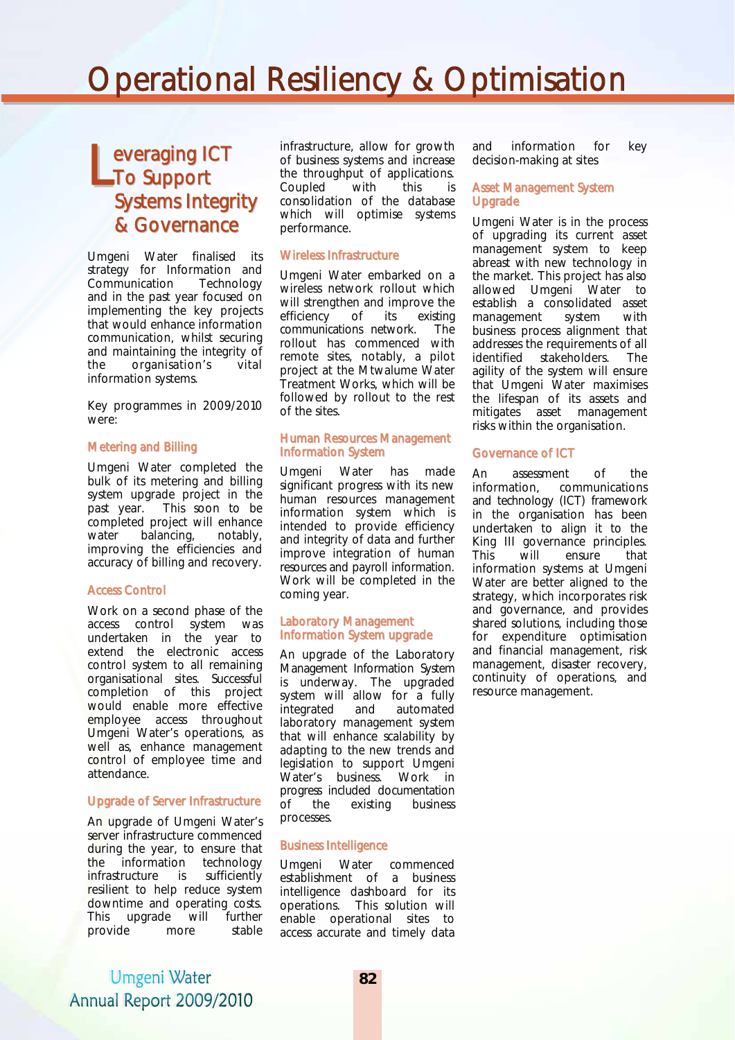# Operational Resiliency & Optimisation

## Leveraging ICT To Support Systems Integrity & Governance

Umgeni Water finalised its strategy for Information and Communication Technology and in the past year focused on implementing the key projects that would enhance information communication, whilst securing and maintaining the integrity of the organisation's vital information systems.

Key programmes in 2009/2010 were:

### Metering and Billing

Umgeni Water completed the bulk of its metering and billing system upgrade project in the past year. This soon to be completed project will enhance water balancing, notably, improving the efficiencies and accuracy of billing and recovery.

### Access Control

Work on a second phase of the access control system was undertaken in the year to extend the electronic access control system to all remaining organisational sites. Successful completion of this project would enable more effective employee access throughout Umgeni Water's operations, as well as, enhance management control of employee time and attendance.

### Upgrade of Server Infrastructure

An upgrade of Umgeni Water's server infrastructure commenced during the year, to ensure that the information technology infrastructure is sufficiently resilient to help reduce system downtime and operating costs. This upgrade will further provide more stable infrastructure, allow for growth of business systems and increase the throughput of applications. Coupled with this is consolidation of the database which will optimise systems performance.

### Wireless Infrastructure

Umgeni Water embarked on a wireless network rollout which will strengthen and improve the efficiency of its existing communications network. The rollout has commenced with remote sites, notably, a pilot project at the Mtwalume Water Treatment Works, which will be followed by rollout to the rest of the sites.

### Human Resources Management Information System

Umgeni Water has made significant progress with its new human resources management information system which is intended to provide efficiency and integrity of data and further improve integration of human resources and payroll information. Work will be completed in the coming year.

### Laboratory Management Information System upgrade

An upgrade of the Laboratory Management Information System is underway. The upgraded system will allow for a fully integrated and automated laboratory management system that will enhance scalability by adapting to the new trends and legislation to support Umgeni Water's business. Work in progress included documentation of the existing business processes.

### Business Intelligence

Umgeni Water commenced establishment of a business intelligence dashboard for its operations. This solution will enable operational sites to access accurate and timely data and information for key decision-making at sites

### Asset Management System Upgrade

Umgeni Water is in the process of upgrading its current asset management system to keep abreast with new technology in the market. This project has also allowed Umgeni Water to establish a consolidated asset management system with business process alignment that addresses the requirements of all identified stakeholders. The agility of the system will ensure that Umgeni Water maximises the lifespan of its assets and mitigates asset management risks within the organisation.

### Governance of ICT

An assessment of the information, communications and technology (ICT) framework in the organisation has been undertaken to align it to the King III governance principles. This will ensure that information systems at Umgeni Water are better aligned to the strategy, which incorporates risk and governance, and provides shared solutions, including those for expenditure optimisation and financial management, risk management, disaster recovery, continuity of operations, and resource management.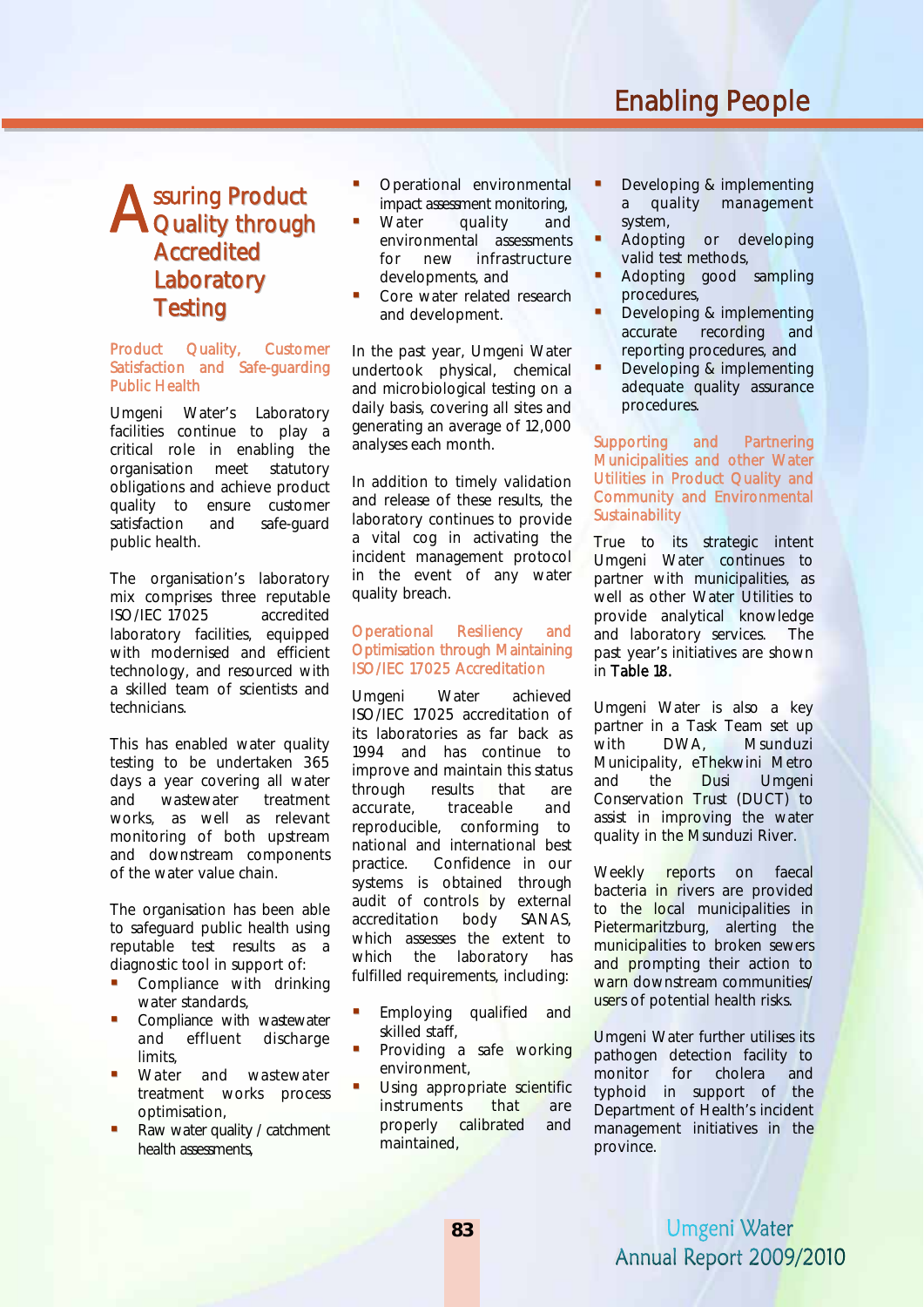# Assuring Product Quality through Accredited Laboratory Testing

### Product Quality, Customer Satisfaction and Safe-guarding Public Health

Umgeni Water's Laboratory facilities continue to play a critical role in enabling the organisation meet statutory obligations and achieve product quality to ensure customer satisfaction and safe-guard public health.

The organisation's laboratory mix comprises three reputable ISO/IEC 17025 accredited laboratory facilities, equipped with modernised and efficient technology, and resourced with a skilled team of scientists and technicians.

This has enabled water quality testing to be undertaken 365 days a year covering all water and wastewater treatment works, as well as relevant monitoring of both upstream and downstream components of the water value chain.

The organisation has been able to safeguard public health using reputable test results as a diagnostic tool in support of:

- Compliance with drinking water standards,
- Compliance with wastewater and effluent discharge limits,
- Water and wastewater treatment works process optimisation,
- Raw water quality / catchment health assessments,
- Operational environmental impact assessment monitoring,
- Water quality and environmental assessments for new infrastructure developments, and
- Core water related research and development.

In the past year, Umgeni Water undertook physical, chemical and microbiological testing on a daily basis, covering all sites and generating an average of 12,000 analyses each month.

In addition to timely validation and release of these results, the laboratory continues to provide a vital cog in activating the incident management protocol in the event of any water quality breach.

### Operational Resiliency and Optimisation through Maintaining ISO/IEC 17025 Accreditation

Umgeni Water achieved ISO/IEC 17025 accreditation of its laboratories as far back as 1994 and has continue to improve and maintain this status through results that are accurate, traceable and reproducible, conforming to national and international best practice. Confidence in our systems is obtained through audit of controls by external accreditation body SANAS, which assesses the extent to which the laboratory has fulfilled requirements, including:

- Employing qualified and skilled staff,
- Providing a safe working environment,
- Using appropriate scientific instruments that are properly calibrated and maintained,
- Developing & implementing a quality management system,
- Adopting or developing valid test methods,
- Adopting good sampling procedures,
- Developing & implementing accurate recording and reporting procedures, and
- Developing & implementing adequate quality assurance procedures.

### Supporting and Partnering Municipalities and other Water Utilities in Product Quality and Community and Environmental Sustainability

True to its strategic intent Umgeni Water continues to partner with municipalities, as well as other Water Utilities to provide analytical knowledge and laboratory services. The past year's initiatives are shown in **Table 18.**

Umgeni Water is also a key partner in a Task Team set up with DWA, Msunduzi Municipality, eThekwini Metro and the Dusi Umgeni Conservation Trust (DUCT) to assist in improving the water quality in the Msunduzi River.

Weekly reports on faecal bacteria in rivers are provided to the local municipalities in Pietermaritzburg, alerting the municipalities to broken sewers and prompting their action to warn downstream communities/ users of potential health risks.

Umgeni Water further utilises its pathogen detection facility to monitor for cholera and typhoid in support of the Department of Health's incident management initiatives in the province.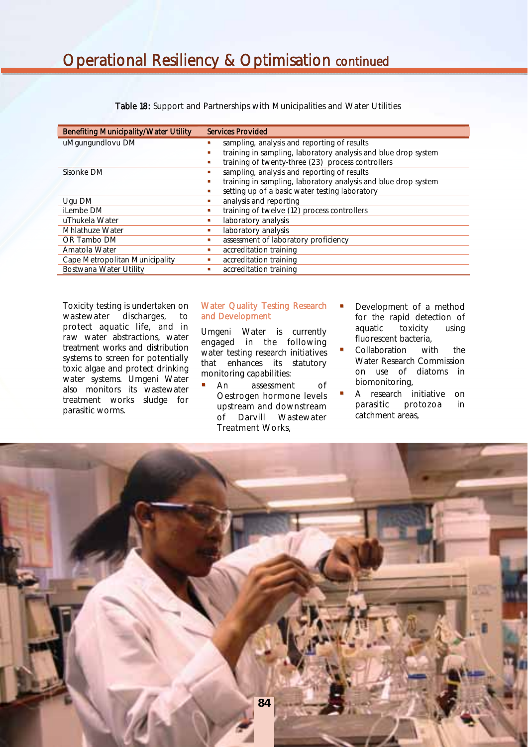# Operational Resiliency & Optimisation continued

**Table 18:** Support and Partnerships with Municipalities and Water Utilities

| Benefiting Municipality/Water Utility | Services Provided |
|---|---|
| uMgungundlovu DM | ▪ sampling, analysis and reporting of results<br>▪ training in sampling, laboratory analysis and blue drop system<br>▪ training of twenty-three (23) process controllers |
| Sisonke DM | ▪ sampling, analysis and reporting of results<br>▪ training in sampling, laboratory analysis and blue drop system<br>▪ setting up of a basic water testing laboratory |
| Ugu DM | ▪ analysis and reporting |
| iLembe DM | ▪ training of twelve (12) process controllers |
| uThukela Water | ▪ laboratory analysis |
| Mhlathuze Water | ▪ laboratory analysis |
| OR Tambo DM | ▪ assessment of laboratory proficiency |
| Amatola Water | ▪ accreditation training |
| Cape Metropolitan Municipality | ▪ accreditation training |
| Bostwana Water Utility | ▪ accreditation training |

Toxicity testing is undertaken on wastewater discharges, to protect aquatic life, and in raw water abstractions, water treatment works and distribution systems to screen for potentially toxic algae and protect drinking water systems. Umgeni Water also monitors its wastewater treatment works sludge for parasitic worms.

## Water Quality Testing Research and Development

Umgeni Water is currently engaged in the following water testing research initiatives that enhances its statutory monitoring capabilities:

- An assessment of Oestrogen hormone levels upstream and downstream of Darvill Wastewater Treatment Works,
- Development of a method for the rapid detection of aquatic toxicity using fluorescent bacteria,
- Collaboration with the Water Research Commission on use of diatoms in biomonitoring,
- A research initiative on parasitic protozoa in catchment areas,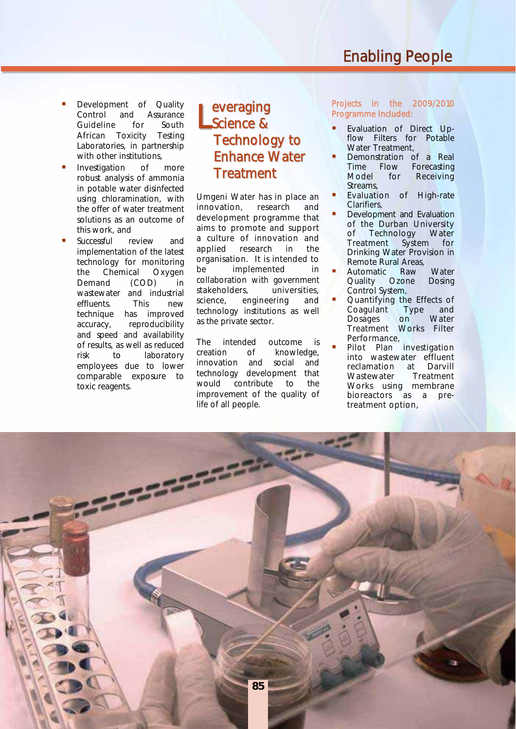- Development of Quality Control and Assurance Guideline for South African Toxicity Testing Laboratories, in partnership with other institutions,
- Investigation of more robust analysis of ammonia in potable water disinfected using chloramination, with the offer of water treatment solutions as an outcome of this work, and
- Successful review and implementation of the latest technology for monitoring the Chemical Oxygen Demand (COD) in wastewater and industrial effluents. This new technique has improved accuracy, reproducibility and speed and availability of results, as well as reduced risk to laboratory employees due to lower comparable exposure to toxic reagents.

## Leveraging Science & Technology to Enhance Water Treatment

Umgeni Water has in place an innovation, research and development programme that aims to promote and support a culture of innovation and applied research in the organisation. It is intended to be implemented in collaboration with government stakeholders, universities, science, engineering and technology institutions as well as the private sector.

The intended outcome is creation of knowledge, innovation and social and technology development that would contribute to the improvement of the quality of life of all people.

Projects in the 2009/2010 Programme Included:

- Evaluation of Direct Up-flow Filters for Potable Water Treatment,
- Demonstration of a Real Time Flow Forecasting Model for Receiving Streams,
- Evaluation of High-rate Clarifiers,
- Development and Evaluation of the Durban University of Technology Water Treatment System for Drinking Water Provision in Remote Rural Areas,
- Automatic Raw Water Quality Ozone Dosing Control System,
- Quantifying the Effects of Coagulant Type and Dosages on Water Treatment Works Filter Performance,
- Pilot Plan investigation into wastewater effluent reclamation at Darvill Wastewater Treatment Works using membrane bioreactors as a pre-treatment option,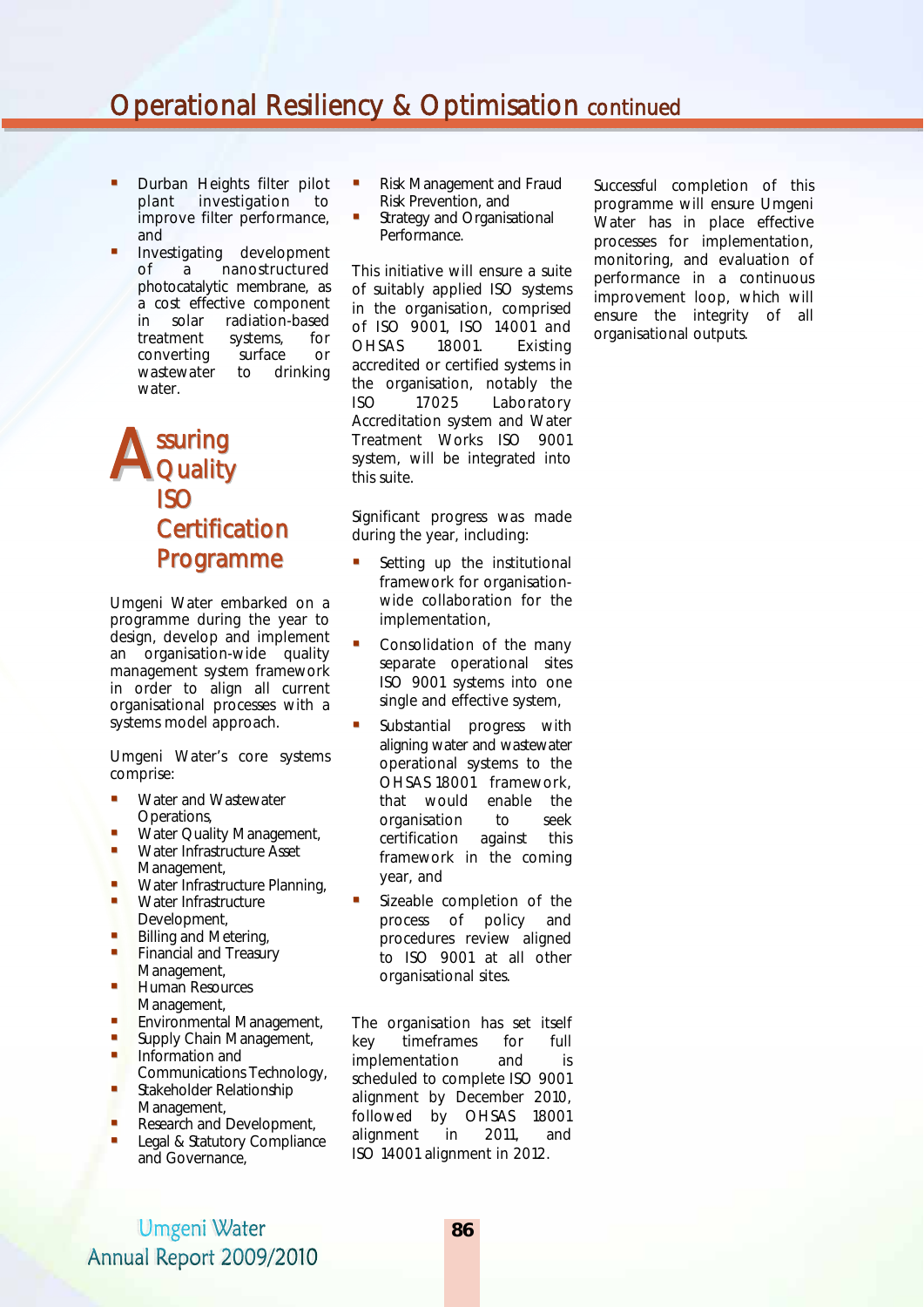- Durban Heights filter pilot plant investigation to improve filter performance, and
- Investigating development of a nanostructured photocatalytic membrane, as a cost effective component in solar radiation-based treatment systems, for converting surface or wastewater to drinking water.

## Assuring Quality ISO Certification Programme

Umgeni Water embarked on a programme during the year to design, develop and implement an organisation-wide quality management system framework in order to align all current organisational processes with a systems model approach.

Umgeni Water's core systems comprise:

- Water and Wastewater Operations,
- Water Quality Management,
- Water Infrastructure Asset Management,
- Water Infrastructure Planning,
- Water Infrastructure Development,
- Billing and Metering,
- Financial and Treasury Management,
- Human Resources Management,
- Environmental Management,
- Supply Chain Management,
- Information and Communications Technology,
- Stakeholder Relationship Management,
- Research and Development,
- Legal & Statutory Compliance and Governance,
- Risk Management and Fraud Risk Prevention, and
- Strategy and Organisational Performance.

This initiative will ensure a suite of suitably applied ISO systems in the organisation, comprised of ISO 9001, ISO 14001 and OHSAS 18001. Existing accredited or certified systems in the organisation, notably the ISO 17025 Laboratory Accreditation system and Water Treatment Works ISO 9001 system, will be integrated into this suite.

Significant progress was made during the year, including:

- Setting up the institutional framework for organisation-wide collaboration for the implementation,
- Consolidation of the many separate operational sites ISO 9001 systems into one single and effective system,
- Substantial progress with aligning water and wastewater operational systems to the OHSAS 18001 framework, that would enable the organisation to seek certification against this framework in the coming year, and
- Sizeable completion of the process of policy and procedures review aligned to ISO 9001 at all other organisational sites.

The organisation has set itself key timeframes for full implementation and is scheduled to complete ISO 9001 alignment by December 2010, followed by OHSAS 18001 alignment in 2011, and ISO 14001 alignment in 2012.

Successful completion of this programme will ensure Umgeni Water has in place effective processes for implementation, monitoring, and evaluation of performance in a continuous improvement loop, which will ensure the integrity of all organisational outputs.